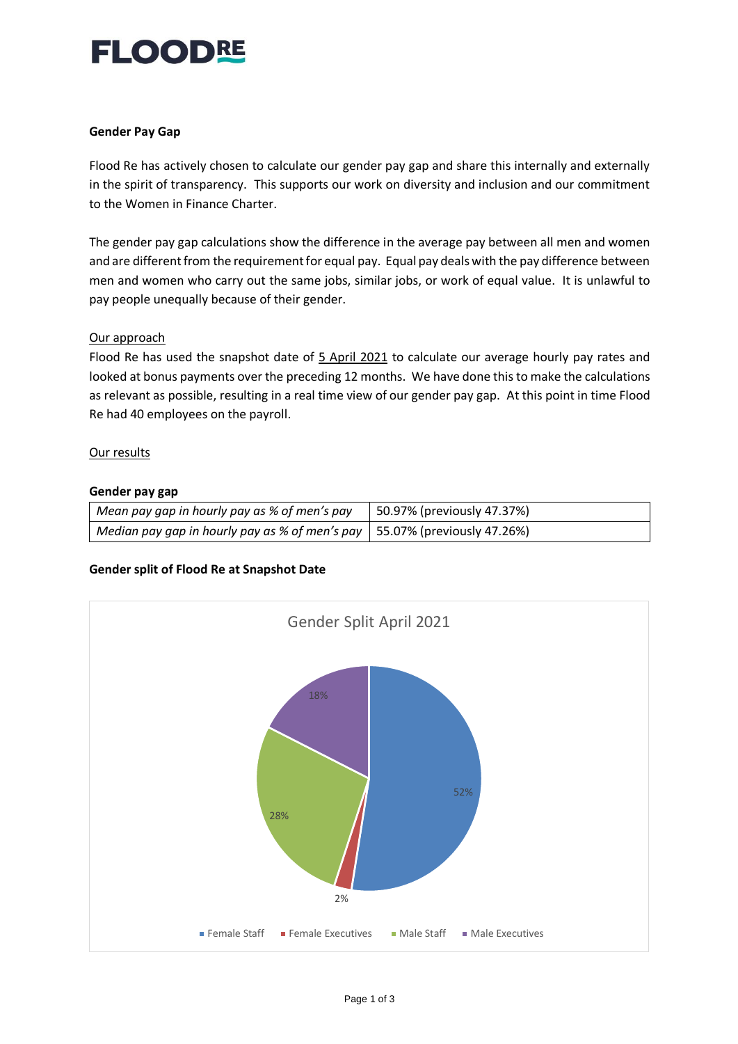FLOODRE

**Gender Pay Gap**

Flood Re has actively chosen to calculate our gender pay gap and share this internally and externally in the spirit of transparency. This supports our work on diversity and inclusion and our commitment to the Women in Finance Charter.

The gender pay gap calculations show the difference in the average pay between all men and women and are different from the requirement for equal pay. Equal pay deals with the pay difference between men and women who carry out the same jobs, similar jobs, or work of equal value. It is unlawful to pay people unequally because of their gender.

Our approach

Flood Re has used the snapshot date of 5 April 2021 to calculate our average hourly pay rates and looked at bonus payments over the preceding 12 months. We have done this to make the calculations as relevant as possible, resulting in a real time view of our gender pay gap. At this point in time Flood Re had 40 employees on the payroll.

Our results

**Gender pay gap**

| | |
|---|---|
| *Mean pay gap in hourly pay as % of men's pay* | 50.97% (previously 47.37%) |
| *Median pay gap in hourly pay as % of men's pay* | 55.07% (previously 47.26%) |

**Gender split of Flood Re at Snapshot Date**

Gender Split April 2021

| Category | Share |
|---|---|
| Female Staff | 52% |
| Female Executives | 2% |
| Male Staff | 28% |
| Male Executives | 18% |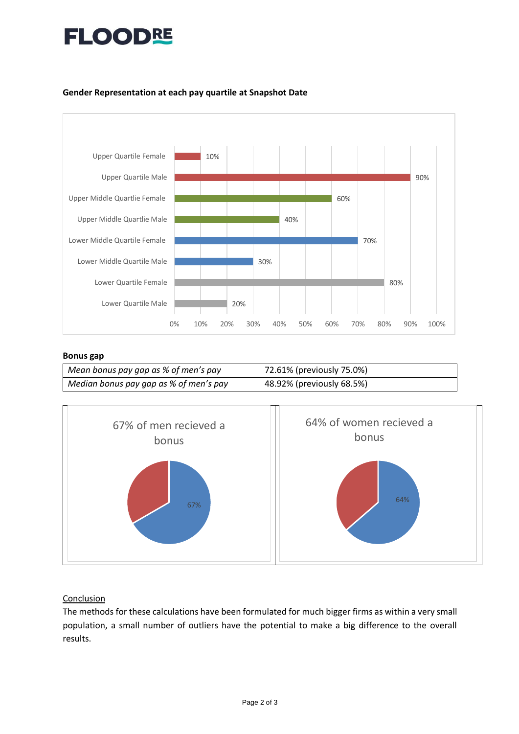**Gender Representation at each pay quartile at Snapshot Date**

| Category | Percentage |
|---|---|
| Upper Quartile Female | 10% |
| Upper Quartile Male | 90% |
| Upper Middle Quartlie Female | 60% |
| Upper Middle Quartlie Male | 40% |
| Lower Middle Quartile Female | 70% |
| Lower Middle Quartile Male | 30% |
| Lower Quartile Female | 80% |
| Lower Quartile Male | 20% |

**Bonus gap**

| | |
|---|---|
| *Mean bonus pay gap as % of men's pay* | 72.61% (previously 75.0%) |
| *Median bonus pay gap as % of men's pay* | 48.92% (previously 68.5%) |

67% of men recieved a bonus

67%

64% of women recieved a bonus

64%

Conclusion

The methods for these calculations have been formulated for much bigger firms as within a very small population, a small number of outliers have the potential to make a big difference to the overall results.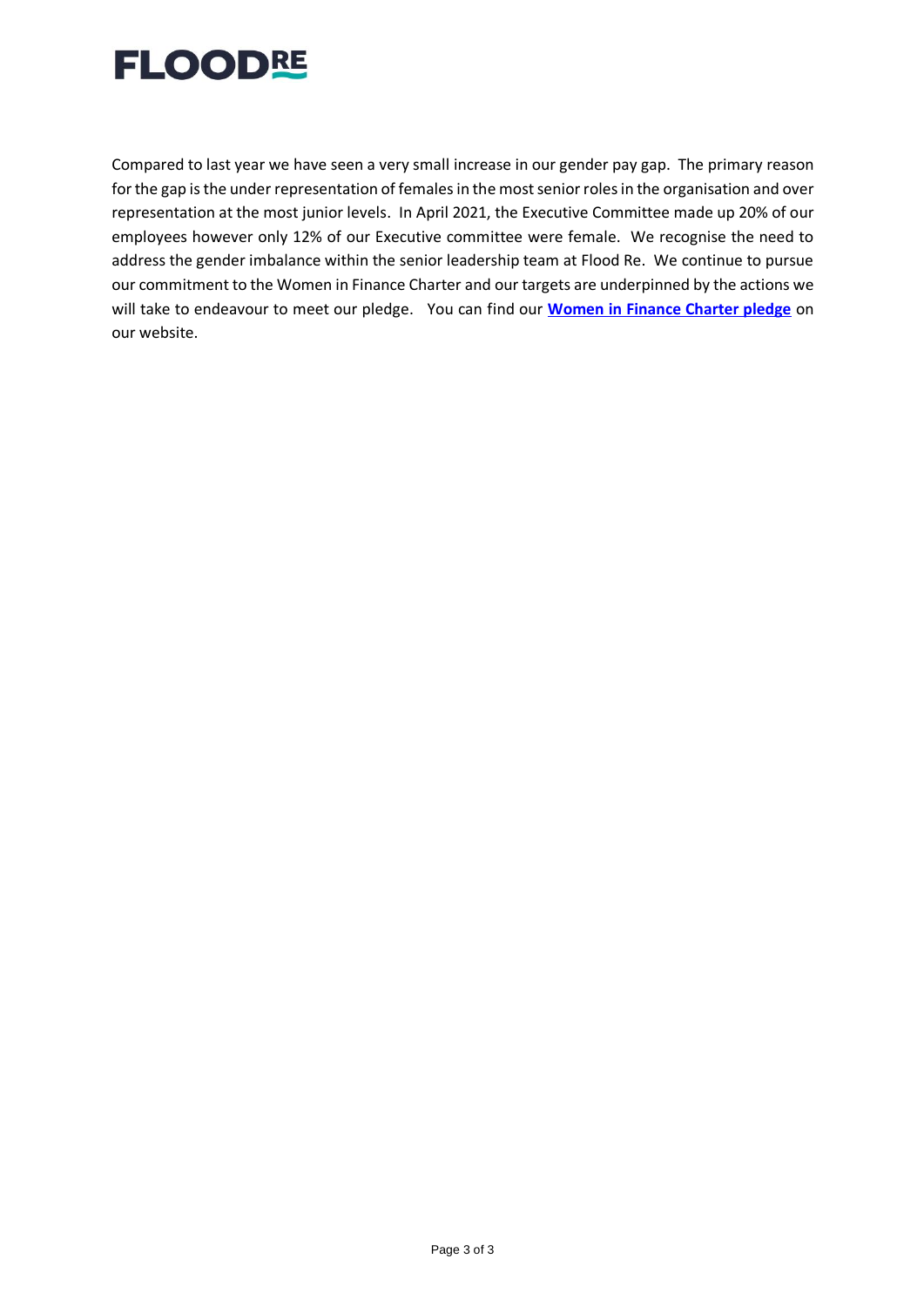Compared to last year we have seen a very small increase in our gender pay gap. The primary reason for the gap is the under representation of females in the most senior roles in the organisation and over representation at the most junior levels. In April 2021, the Executive Committee made up 20% of our employees however only 12% of our Executive committee were female. We recognise the need to address the gender imbalance within the senior leadership team at Flood Re. We continue to pursue our commitment to the Women in Finance Charter and our targets are underpinned by the actions we will take to endeavour to meet our pledge. You can find our **Women in Finance Charter pledge** on our website.